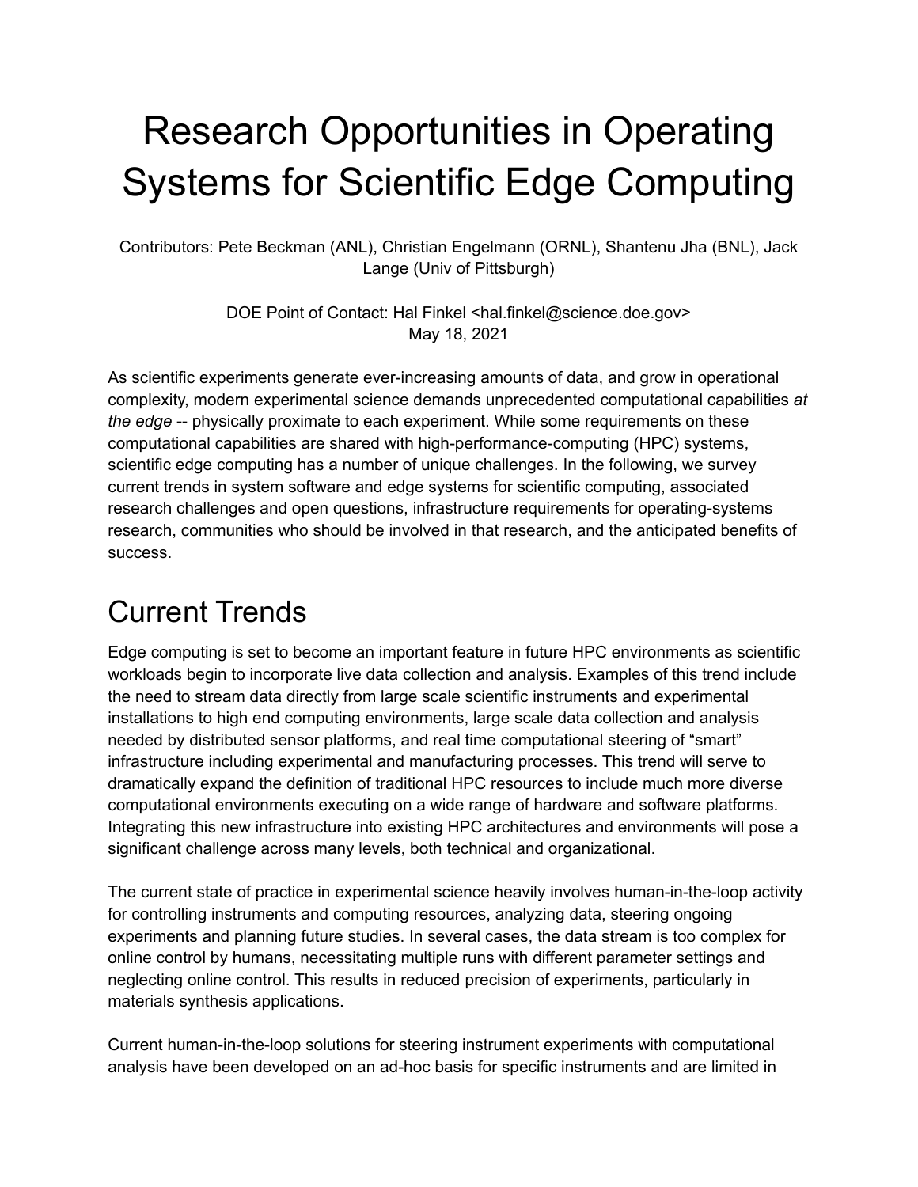# Research Opportunities in Operating Systems for Scientific Edge Computing

Contributors: Pete Beckman (ANL), Christian Engelmann (ORNL), Shantenu Jha (BNL), Jack Lange (Univ of Pittsburgh)

DOE Point of Contact: Hal Finkel <hal.finkel@science.doe.gov>
May 18, 2021

As scientific experiments generate ever-increasing amounts of data, and grow in operational complexity, modern experimental science demands unprecedented computational capabilities *at the edge* -- physically proximate to each experiment. While some requirements on these computational capabilities are shared with high-performance-computing (HPC) systems, scientific edge computing has a number of unique challenges. In the following, we survey current trends in system software and edge systems for scientific computing, associated research challenges and open questions, infrastructure requirements for operating-systems research, communities who should be involved in that research, and the anticipated benefits of success.

## Current Trends

Edge computing is set to become an important feature in future HPC environments as scientific workloads begin to incorporate live data collection and analysis. Examples of this trend include the need to stream data directly from large scale scientific instruments and experimental installations to high end computing environments, large scale data collection and analysis needed by distributed sensor platforms, and real time computational steering of "smart" infrastructure including experimental and manufacturing processes. This trend will serve to dramatically expand the definition of traditional HPC resources to include much more diverse computational environments executing on a wide range of hardware and software platforms. Integrating this new infrastructure into existing HPC architectures and environments will pose a significant challenge across many levels, both technical and organizational.

The current state of practice in experimental science heavily involves human-in-the-loop activity for controlling instruments and computing resources, analyzing data, steering ongoing experiments and planning future studies. In several cases, the data stream is too complex for online control by humans, necessitating multiple runs with different parameter settings and neglecting online control. This results in reduced precision of experiments, particularly in materials synthesis applications.

Current human-in-the-loop solutions for steering instrument experiments with computational analysis have been developed on an ad-hoc basis for specific instruments and are limited in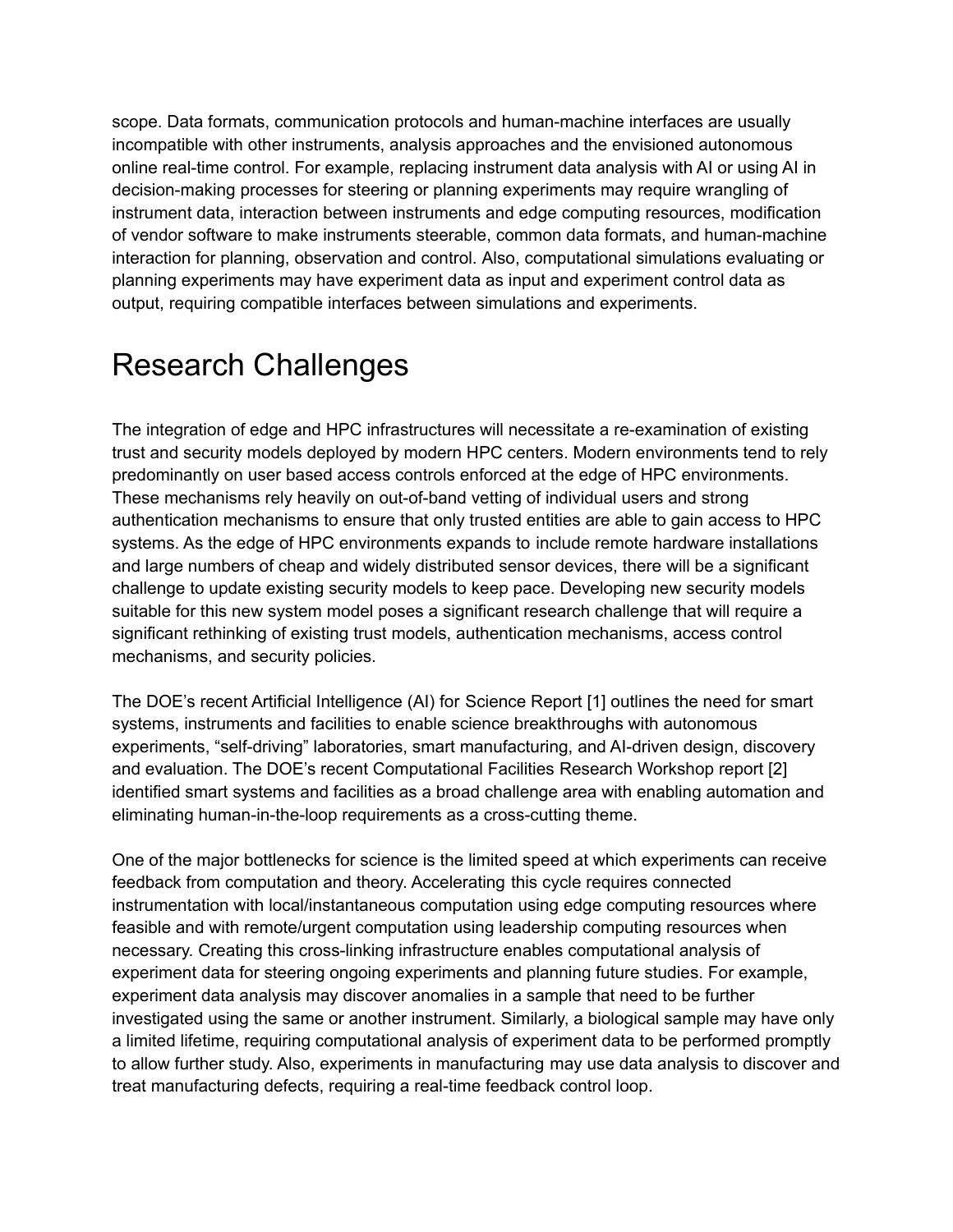scope. Data formats, communication protocols and human-machine interfaces are usually incompatible with other instruments, analysis approaches and the envisioned autonomous online real-time control. For example, replacing instrument data analysis with AI or using AI in decision-making processes for steering or planning experiments may require wrangling of instrument data, interaction between instruments and edge computing resources, modification of vendor software to make instruments steerable, common data formats, and human-machine interaction for planning, observation and control. Also, computational simulations evaluating or planning experiments may have experiment data as input and experiment control data as output, requiring compatible interfaces between simulations and experiments.

# Research Challenges

The integration of edge and HPC infrastructures will necessitate a re-examination of existing trust and security models deployed by modern HPC centers. Modern environments tend to rely predominantly on user based access controls enforced at the edge of HPC environments. These mechanisms rely heavily on out-of-band vetting of individual users and strong authentication mechanisms to ensure that only trusted entities are able to gain access to HPC systems. As the edge of HPC environments expands to include remote hardware installations and large numbers of cheap and widely distributed sensor devices, there will be a significant challenge to update existing security models to keep pace. Developing new security models suitable for this new system model poses a significant research challenge that will require a significant rethinking of existing trust models, authentication mechanisms, access control mechanisms, and security policies.

The DOE's recent Artificial Intelligence (AI) for Science Report [1] outlines the need for smart systems, instruments and facilities to enable science breakthroughs with autonomous experiments, "self-driving" laboratories, smart manufacturing, and AI-driven design, discovery and evaluation. The DOE's recent Computational Facilities Research Workshop report [2] identified smart systems and facilities as a broad challenge area with enabling automation and eliminating human-in-the-loop requirements as a cross-cutting theme.

One of the major bottlenecks for science is the limited speed at which experiments can receive feedback from computation and theory. Accelerating this cycle requires connected instrumentation with local/instantaneous computation using edge computing resources where feasible and with remote/urgent computation using leadership computing resources when necessary. Creating this cross-linking infrastructure enables computational analysis of experiment data for steering ongoing experiments and planning future studies. For example, experiment data analysis may discover anomalies in a sample that need to be further investigated using the same or another instrument. Similarly, a biological sample may have only a limited lifetime, requiring computational analysis of experiment data to be performed promptly to allow further study. Also, experiments in manufacturing may use data analysis to discover and treat manufacturing defects, requiring a real-time feedback control loop.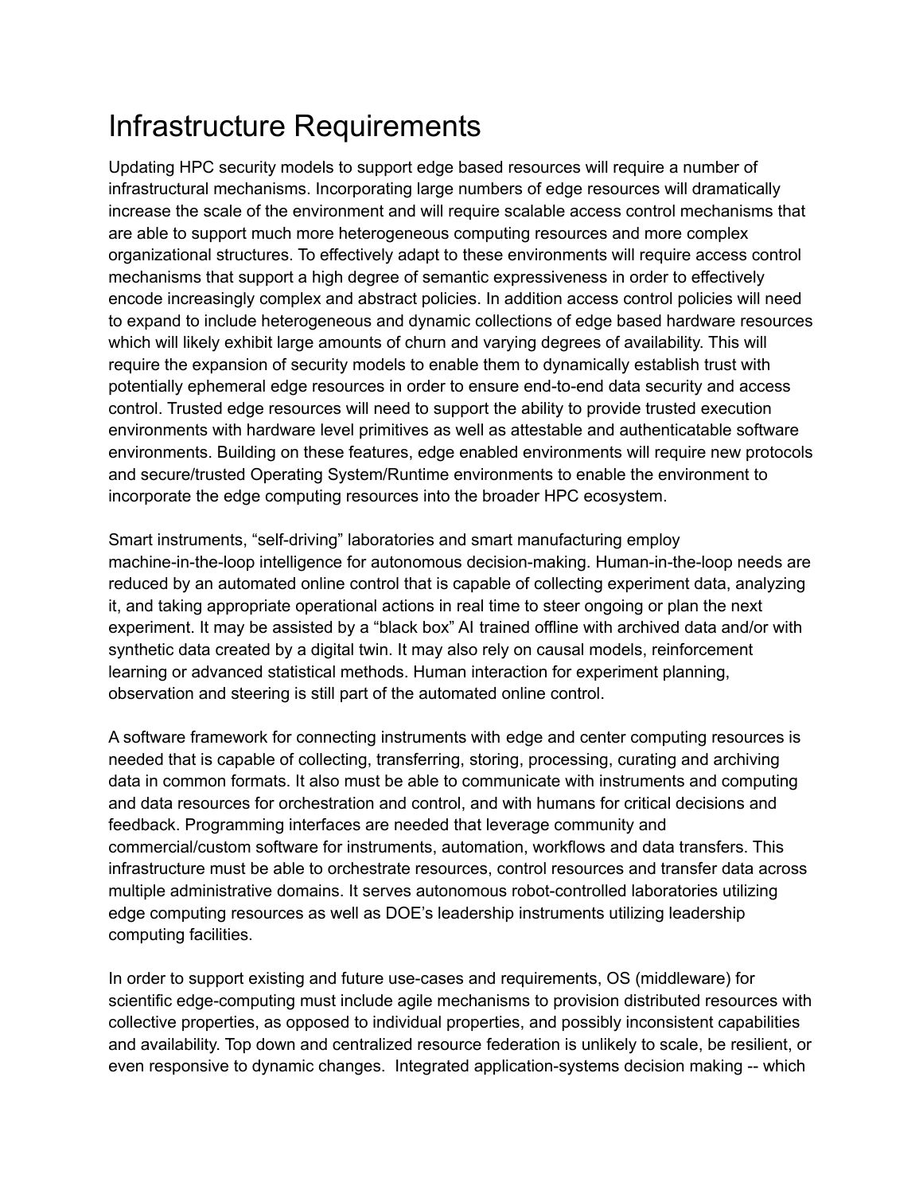# Infrastructure Requirements

Updating HPC security models to support edge based resources will require a number of infrastructural mechanisms. Incorporating large numbers of edge resources will dramatically increase the scale of the environment and will require scalable access control mechanisms that are able to support much more heterogeneous computing resources and more complex organizational structures. To effectively adapt to these environments will require access control mechanisms that support a high degree of semantic expressiveness in order to effectively encode increasingly complex and abstract policies. In addition access control policies will need to expand to include heterogeneous and dynamic collections of edge based hardware resources which will likely exhibit large amounts of churn and varying degrees of availability. This will require the expansion of security models to enable them to dynamically establish trust with potentially ephemeral edge resources in order to ensure end-to-end data security and access control. Trusted edge resources will need to support the ability to provide trusted execution environments with hardware level primitives as well as attestable and authenticatable software environments. Building on these features, edge enabled environments will require new protocols and secure/trusted Operating System/Runtime environments to enable the environment to incorporate the edge computing resources into the broader HPC ecosystem.

Smart instruments, “self-driving” laboratories and smart manufacturing employ machine-in-the-loop intelligence for autonomous decision-making. Human-in-the-loop needs are reduced by an automated online control that is capable of collecting experiment data, analyzing it, and taking appropriate operational actions in real time to steer ongoing or plan the next experiment. It may be assisted by a “black box” AI trained offline with archived data and/or with synthetic data created by a digital twin. It may also rely on causal models, reinforcement learning or advanced statistical methods. Human interaction for experiment planning, observation and steering is still part of the automated online control.

A software framework for connecting instruments with edge and center computing resources is needed that is capable of collecting, transferring, storing, processing, curating and archiving data in common formats. It also must be able to communicate with instruments and computing and data resources for orchestration and control, and with humans for critical decisions and feedback. Programming interfaces are needed that leverage community and commercial/custom software for instruments, automation, workflows and data transfers. This infrastructure must be able to orchestrate resources, control resources and transfer data across multiple administrative domains. It serves autonomous robot-controlled laboratories utilizing edge computing resources as well as DOE’s leadership instruments utilizing leadership computing facilities.

In order to support existing and future use-cases and requirements, OS (middleware) for scientific edge-computing must include agile mechanisms to provision distributed resources with collective properties, as opposed to individual properties, and possibly inconsistent capabilities and availability. Top down and centralized resource federation is unlikely to scale, be resilient, or even responsive to dynamic changes. Integrated application-systems decision making -- which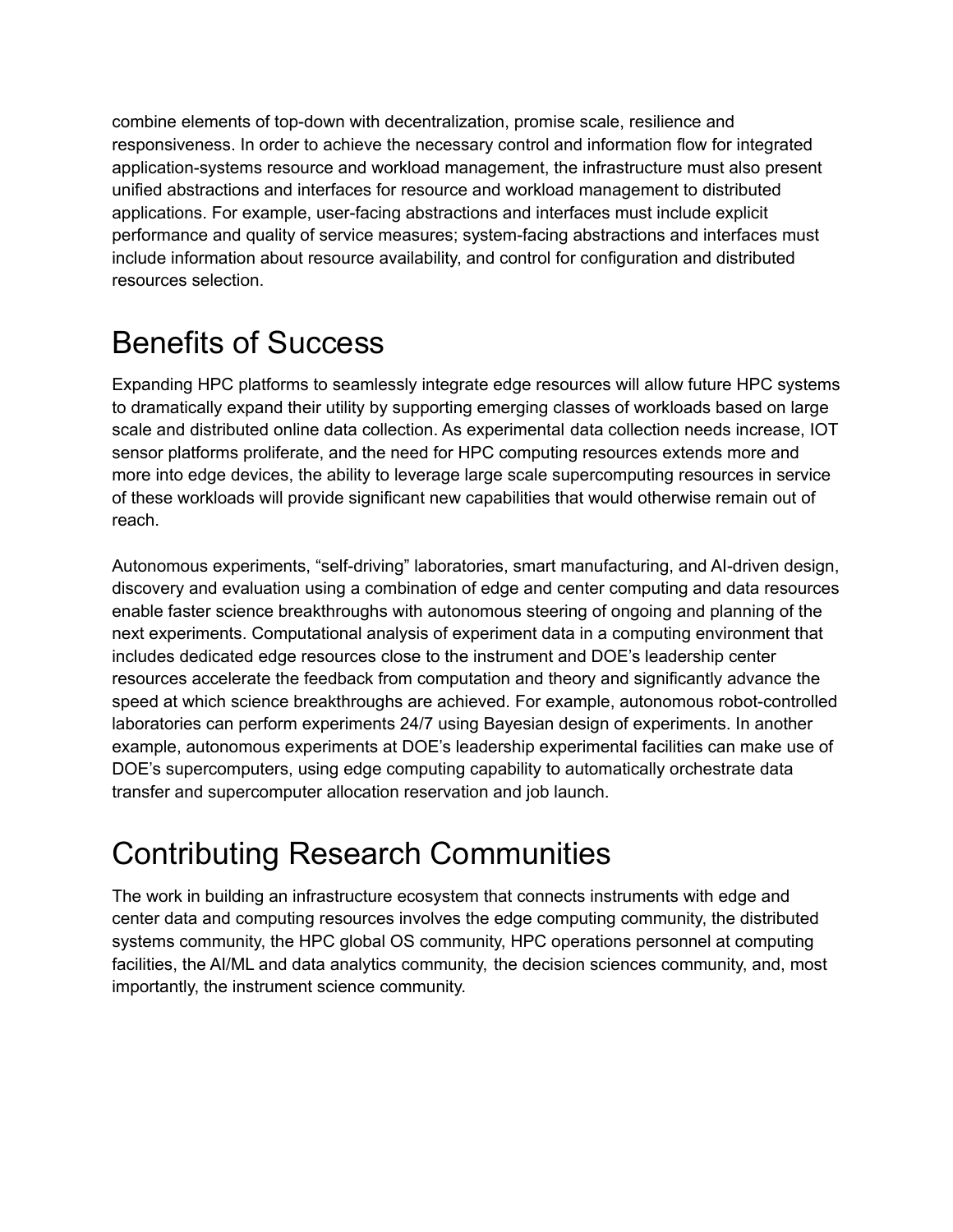combine elements of top-down with decentralization, promise scale, resilience and responsiveness. In order to achieve the necessary control and information flow for integrated application-systems resource and workload management, the infrastructure must also present unified abstractions and interfaces for resource and workload management to distributed applications. For example, user-facing abstractions and interfaces must include explicit performance and quality of service measures; system-facing abstractions and interfaces must include information about resource availability, and control for configuration and distributed resources selection.

# Benefits of Success

Expanding HPC platforms to seamlessly integrate edge resources will allow future HPC systems to dramatically expand their utility by supporting emerging classes of workloads based on large scale and distributed online data collection. As experimental data collection needs increase, IOT sensor platforms proliferate, and the need for HPC computing resources extends more and more into edge devices, the ability to leverage large scale supercomputing resources in service of these workloads will provide significant new capabilities that would otherwise remain out of reach.

Autonomous experiments, "self-driving" laboratories, smart manufacturing, and AI-driven design, discovery and evaluation using a combination of edge and center computing and data resources enable faster science breakthroughs with autonomous steering of ongoing and planning of the next experiments. Computational analysis of experiment data in a computing environment that includes dedicated edge resources close to the instrument and DOE's leadership center resources accelerate the feedback from computation and theory and significantly advance the speed at which science breakthroughs are achieved. For example, autonomous robot-controlled laboratories can perform experiments 24/7 using Bayesian design of experiments. In another example, autonomous experiments at DOE's leadership experimental facilities can make use of DOE's supercomputers, using edge computing capability to automatically orchestrate data transfer and supercomputer allocation reservation and job launch.

# Contributing Research Communities

The work in building an infrastructure ecosystem that connects instruments with edge and center data and computing resources involves the edge computing community, the distributed systems community, the HPC global OS community, HPC operations personnel at computing facilities, the AI/ML and data analytics community, the decision sciences community, and, most importantly, the instrument science community.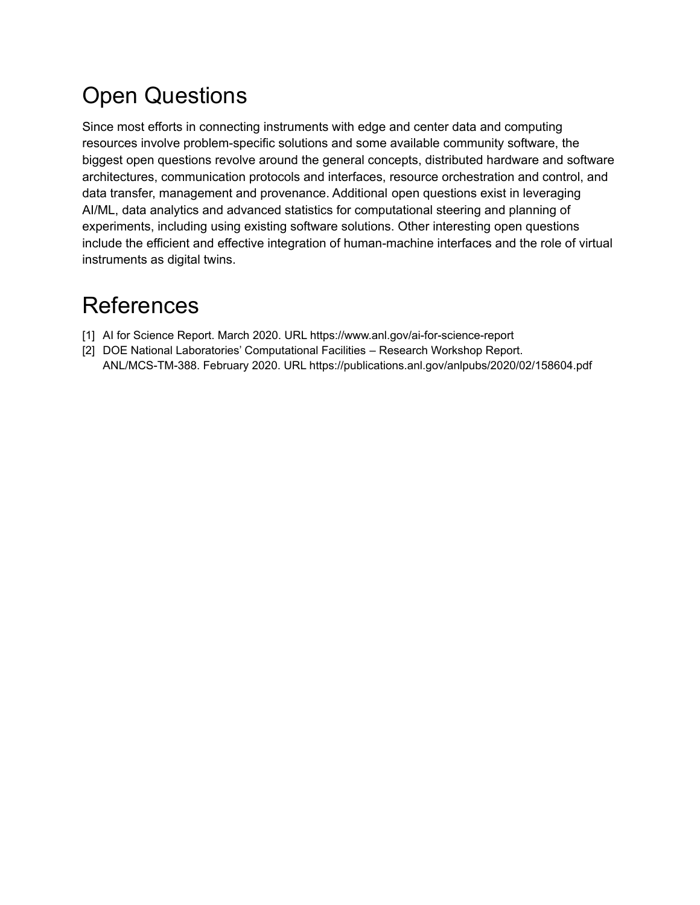# Open Questions

Since most efforts in connecting instruments with edge and center data and computing resources involve problem-specific solutions and some available community software, the biggest open questions revolve around the general concepts, distributed hardware and software architectures, communication protocols and interfaces, resource orchestration and control, and data transfer, management and provenance. Additional open questions exist in leveraging AI/ML, data analytics and advanced statistics for computational steering and planning of experiments, including using existing software solutions. Other interesting open questions include the efficient and effective integration of human-machine interfaces and the role of virtual instruments as digital twins.

# References

[1] AI for Science Report. March 2020. URL https://www.anl.gov/ai-for-science-report

[2] DOE National Laboratories' Computational Facilities – Research Workshop Report. ANL/MCS-TM-388. February 2020. URL https://publications.anl.gov/anlpubs/2020/02/158604.pdf